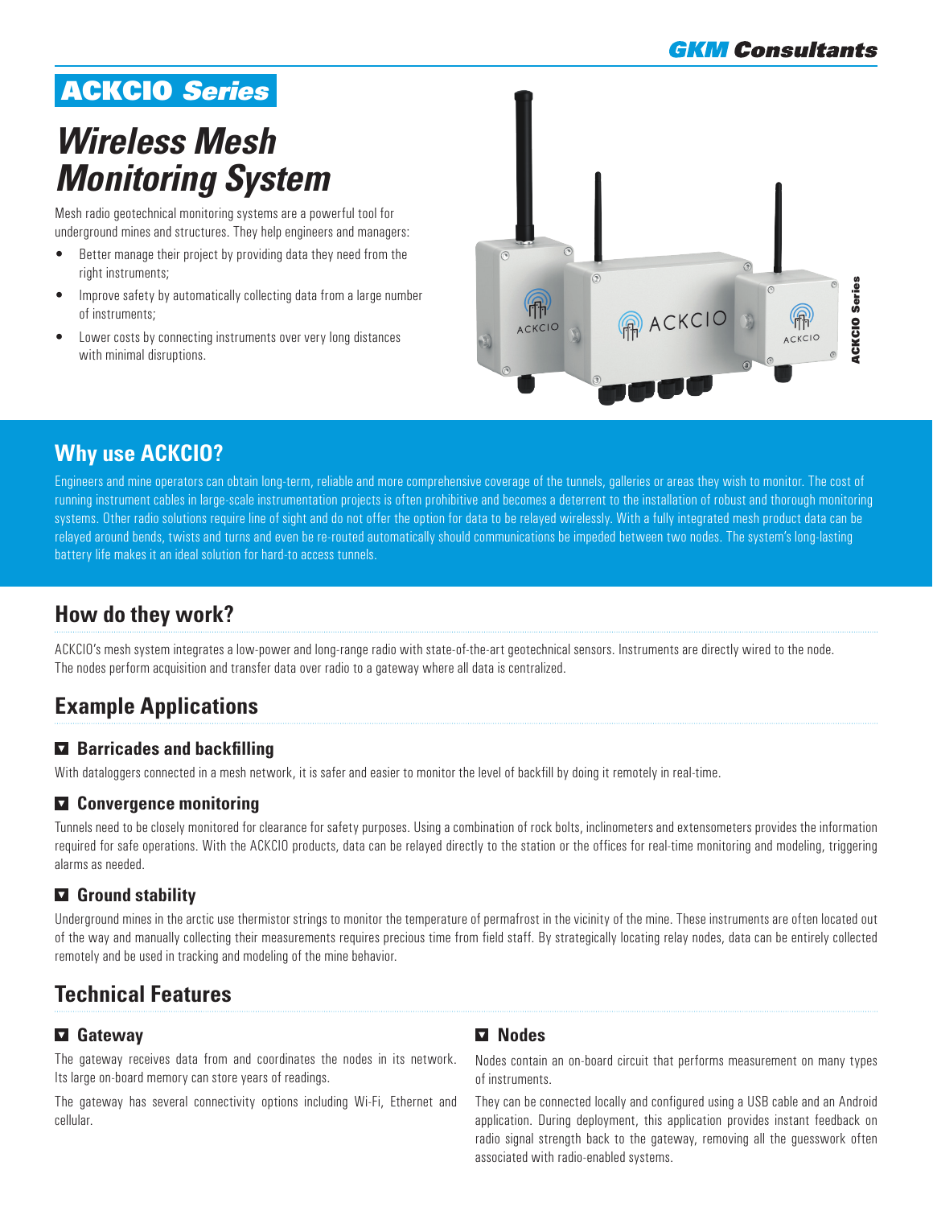GKM Consultants

# ACKCIO *Series*

# *Wireless Mesh Monitoring System*

Mesh radio geotechnical monitoring systems are a powerful tool for underground mines and structures. They help engineers and managers:

- Better manage their project by providing data they need from the right instruments;
- Improve safety by automatically collecting data from a large number of instruments;
- Lower costs by connecting instruments over very long distances with minimal disruptions.

## Why use ACKCIO?

Engineers and mine operators can obtain long-term, reliable and more comprehensive coverage of the tunnels, galleries or areas they wish to monitor. The cost of running instrument cables in large-scale instrumentation projects is often prohibitive and becomes a deterrent to the installation of robust and thorough monitoring systems. Other radio solutions require line of sight and do not offer the option for data to be relayed wirelessly. With a fully integrated mesh product data can be relayed around bends, twists and turns and even be re-routed automatically should communications be impeded between two nodes. The system's long-lasting battery life makes it an ideal solution for hard-to access tunnels.

## How do they work?

ACKCIO's mesh system integrates a low-power and long-range radio with state-of-the-art geotechnical sensors. Instruments are directly wired to the node. The nodes perform acquisition and transfer data over radio to a gateway where all data is centralized.

## Example Applications

### Barricades and backfilling

With dataloggers connected in a mesh network, it is safer and easier to monitor the level of backfill by doing it remotely in real-time.

### Convergence monitoring

Tunnels need to be closely monitored for clearance for safety purposes. Using a combination of rock bolts, inclinometers and extensometers provides the information required for safe operations. With the ACKCIO products, data can be relayed directly to the station or the offices for real-time monitoring and modeling, triggering alarms as needed.

### Ground stability

Underground mines in the arctic use thermistor strings to monitor the temperature of permafrost in the vicinity of the mine. These instruments are often located out of the way and manually collecting their measurements requires precious time from field staff. By strategically locating relay nodes, data can be entirely collected remotely and be used in tracking and modeling of the mine behavior.

## Technical Features

### Gateway

The gateway receives data from and coordinates the nodes in its network. Its large on-board memory can store years of readings.

The gateway has several connectivity options including Wi-Fi, Ethernet and cellular.

### Nodes

Nodes contain an on-board circuit that performs measurement on many types of instruments.

They can be connected locally and configured using a USB cable and an Android application. During deployment, this application provides instant feedback on radio signal strength back to the gateway, removing all the guesswork often associated with radio-enabled systems.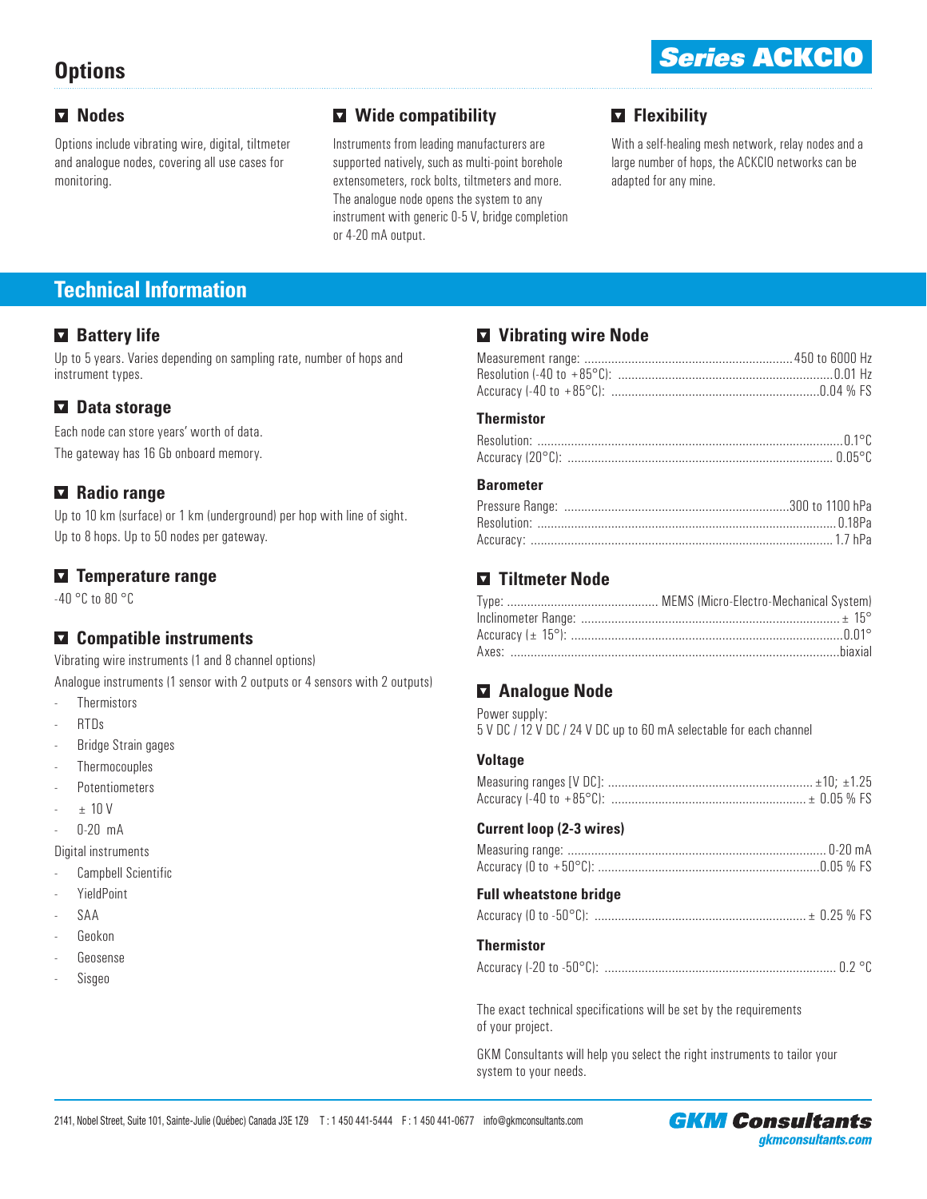# Options

**Series ACKCIO**

### Nodes

Options include vibrating wire, digital, tiltmeter and analogue nodes, covering all use cases for monitoring.

### Wide compatibility

Instruments from leading manufacturers are supported natively, such as multi-point borehole extensometers, rock bolts, tiltmeters and more. The analogue node opens the system to any instrument with generic 0-5 V, bridge completion or 4-20 mA output.

### Flexibility

With a self-healing mesh network, relay nodes and a large number of hops, the ACKCIO networks can be adapted for any mine.

## Technical Information

### Battery life

Up to 5 years. Varies depending on sampling rate, number of hops and instrument types.

### Data storage

Each node can store years' worth of data.

The gateway has 16 Gb onboard memory.

### Radio range

Up to 10 km (surface) or 1 km (underground) per hop with line of sight.

Up to 8 hops. Up to 50 nodes per gateway.

### Temperature range

-40 °C to 80 °C

### Compatible instruments

Vibrating wire instruments (1 and 8 channel options)

Analogue instruments (1 sensor with 2 outputs or 4 sensors with 2 outputs)

- Thermistors
- RTDs
- Bridge Strain gages
- Thermocouples
- Potentiometers
- ± 10 V
- 0-20 mA

Digital instruments

- Campbell Scientific
- YieldPoint
- SAA
- Geokon
- Geosense
- Sisgeo

### Vibrating wire Node

Measurement range: ............ 450 to 6000 Hz
Resolution (-40 to +85°C): ............ 0.01 Hz
Accuracy (-40 to +85°C): ............ 0.04 % FS

#### Thermistor

Resolution: ............ 0.1°C
Accuracy (20°C): ............ 0.05°C

#### Barometer

Pressure Range: ............ 300 to 1100 hPa
Resolution: ............ 0.18Pa
Accuracy: ............ 1.7 hPa

### Tiltmeter Node

Type: ............ MEMS (Micro-Electro-Mechanical System)
Inclinometer Range: ............ ± 15°
Accuracy (± 15°): ............ 0.01°
Axes: ............ biaxial

### Analogue Node

Power supply:
5 V DC / 12 V DC / 24 V DC up to 60 mA selectable for each channel

#### Voltage

Measuring ranges [V DC]: ............ ±10; ±1.25
Accuracy (-40 to +85°C): ............ ± 0.05 % FS

#### Current loop (2-3 wires)

Measuring range: ............ 0-20 mA
Accuracy (0 to +50°C): ............ 0.05 % FS

#### Full wheatstone bridge

Accuracy (0 to -50°C): ............ ± 0.25 % FS

#### Thermistor

Accuracy (-20 to -50°C): ............ 0.2 °C

The exact technical specifications will be set by the requirements of your project.

GKM Consultants will help you select the right instruments to tailor your system to your needs.

2141, Nobel Street, Suite 101, Sainte-Julie (Québec) Canada J3E 1Z9 T : 1 450 441-5444 F : 1 450 441-0677 info@gkmconsultants.com

**GKM Consultants**
gkmconsultants.com